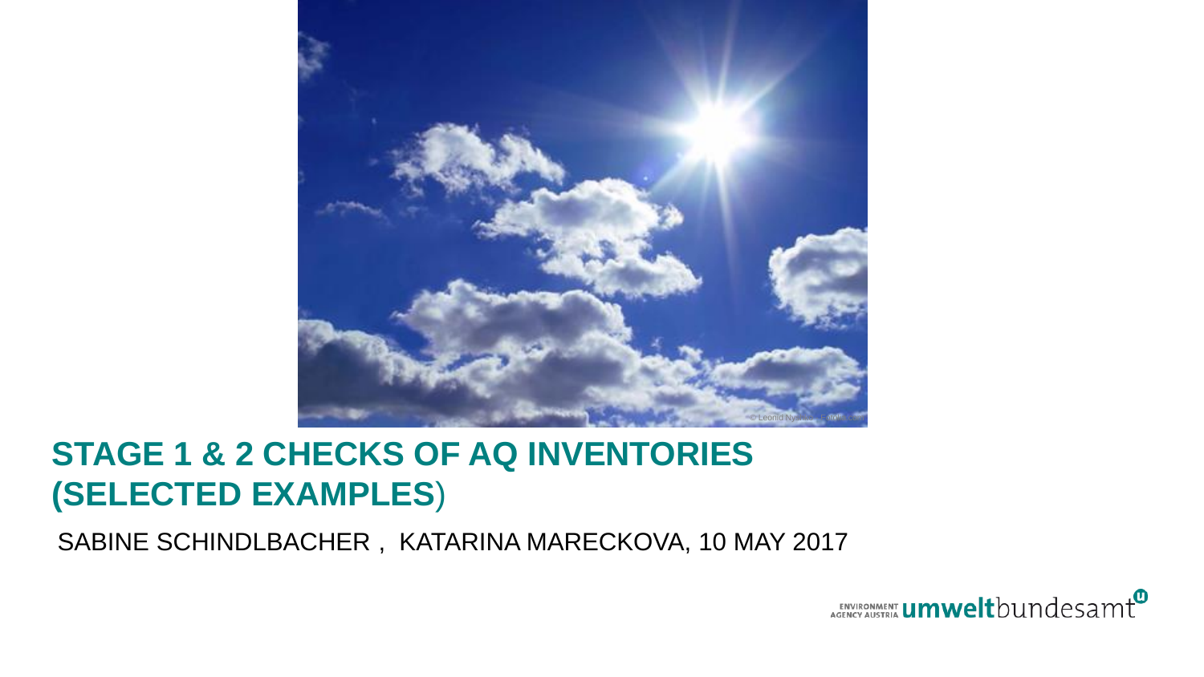# STAGE 1 & 2 CHECKS OF AQ INVENTORIES (SELECTED EXAMPLES)

SABINE SCHINDLBACHER , KATARINA MARECKOVA, 10 MAY 2017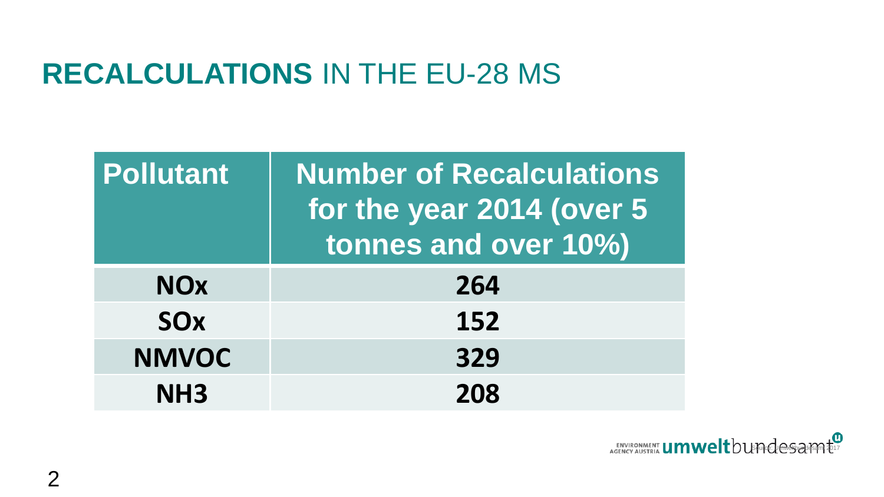# **RECALCULATIONS** IN THE EU-28 MS

| Pollutant | Number of Recalculations for the year 2014 (over 5 tonnes and over 10%) |
|---|---|
| **$NO_x$** | **264** |
| **$SO_x$** | **152** |
| **NMVOC** | **329** |
| **$NH_3$** | **208** |

Source: Umweltbundesamt 2017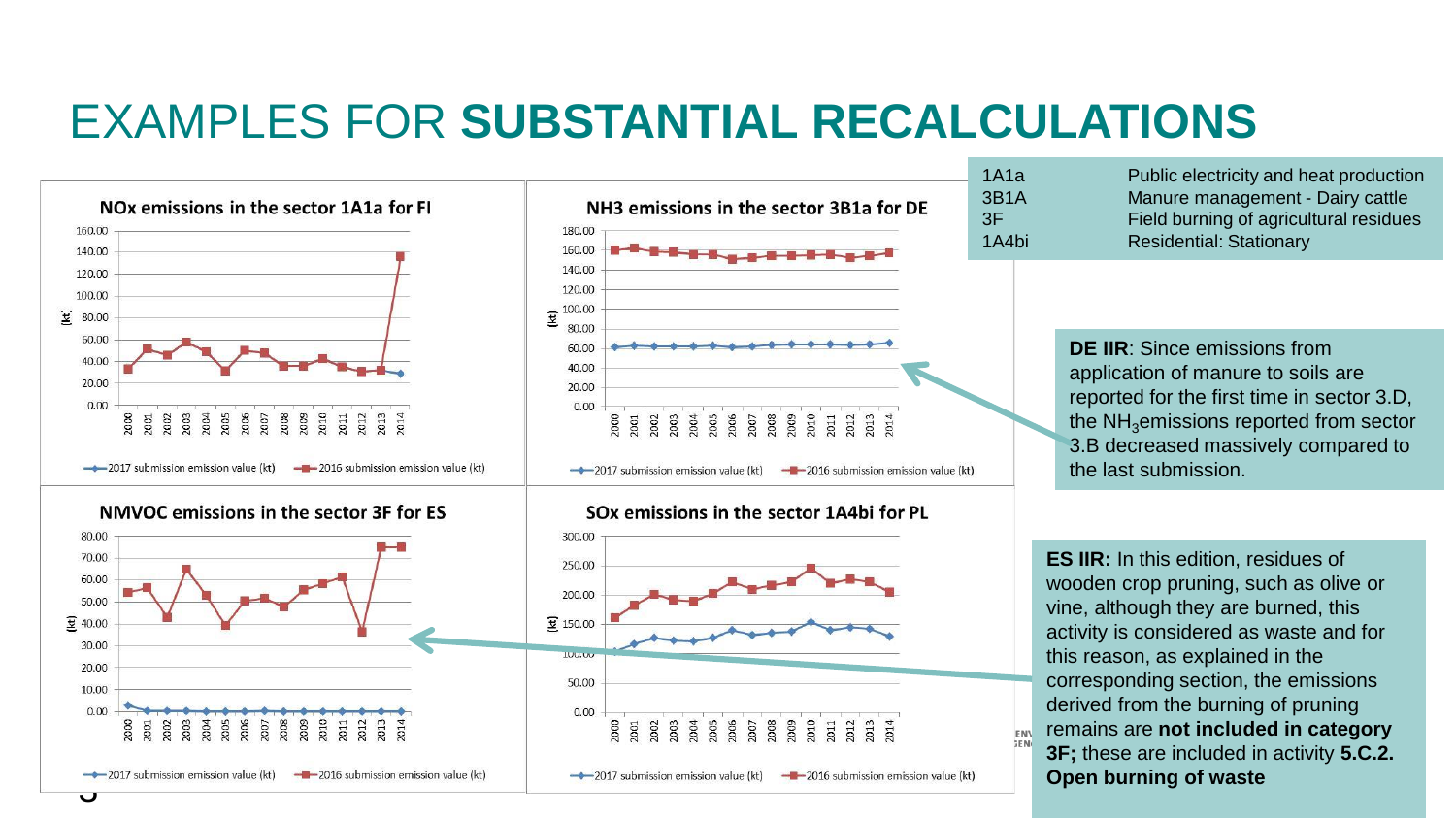# EXAMPLES FOR **SUBSTANTIAL RECALCULATIONS**

| | |
|---|---|
| 1A1a | Public electricity and heat production |
| 3B1A | Manure management - Dairy cattle |
| 3F | Field burning of agricultural residues |
| 1A4bi | Residential: Stationary |

**NOx emissions in the sector 1A1a for FI**

**NH3 emissions in the sector 3B1a for DE**

**NMVOC emissions in the sector 3F for ES**

**SOx emissions in the sector 1A4bi for PL**

**DE IIR**: Since emissions from application of manure to soils are reported for the first time in sector 3.D, the $NH_3$ emissions reported from sector 3.B decreased massively compared to the last submission.

**ES IIR:** In this edition, residues of wooden crop pruning, such as olive or vine, although they are burned, this activity is considered as waste and for this reason, as explained in the corresponding section, the emissions derived from the burning of pruning remains are **not included in category 3F;** these are included in activity **5.C.2. Open burning of waste**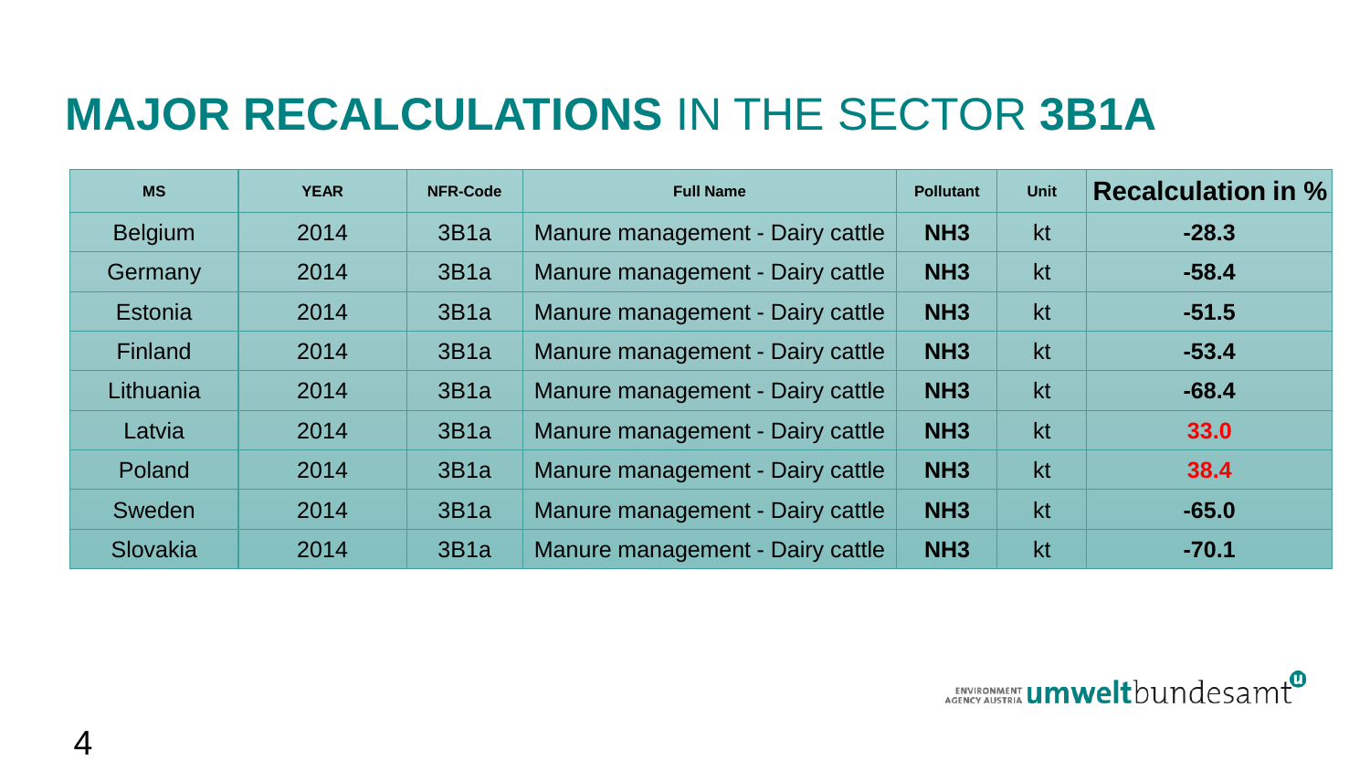# MAJOR RECALCULATIONS IN THE SECTOR 3B1A

| MS | YEAR | NFR-Code | Full Name | Pollutant | Unit | Recalculation in % |
|---|---|---|---|---|---|---|
| Belgium | 2014 | 3B1a | Manure management - Dairy cattle | $NH_3$ | kt | -28.3 |
| Germany | 2014 | 3B1a | Manure management - Dairy cattle | $NH_3$ | kt | -58.4 |
| Estonia | 2014 | 3B1a | Manure management - Dairy cattle | $NH_3$ | kt | -51.5 |
| Finland | 2014 | 3B1a | Manure management - Dairy cattle | $NH_3$ | kt | -53.4 |
| Lithuania | 2014 | 3B1a | Manure management - Dairy cattle | $NH_3$ | kt | -68.4 |
| Latvia | 2014 | 3B1a | Manure management - Dairy cattle | $NH_3$ | kt | 33.0 |
| Poland | 2014 | 3B1a | Manure management - Dairy cattle | $NH_3$ | kt | 38.4 |
| Sweden | 2014 | 3B1a | Manure management - Dairy cattle | $NH_3$ | kt | -65.0 |
| Slovakia | 2014 | 3B1a | Manure management - Dairy cattle | $NH_3$ | kt | -70.1 |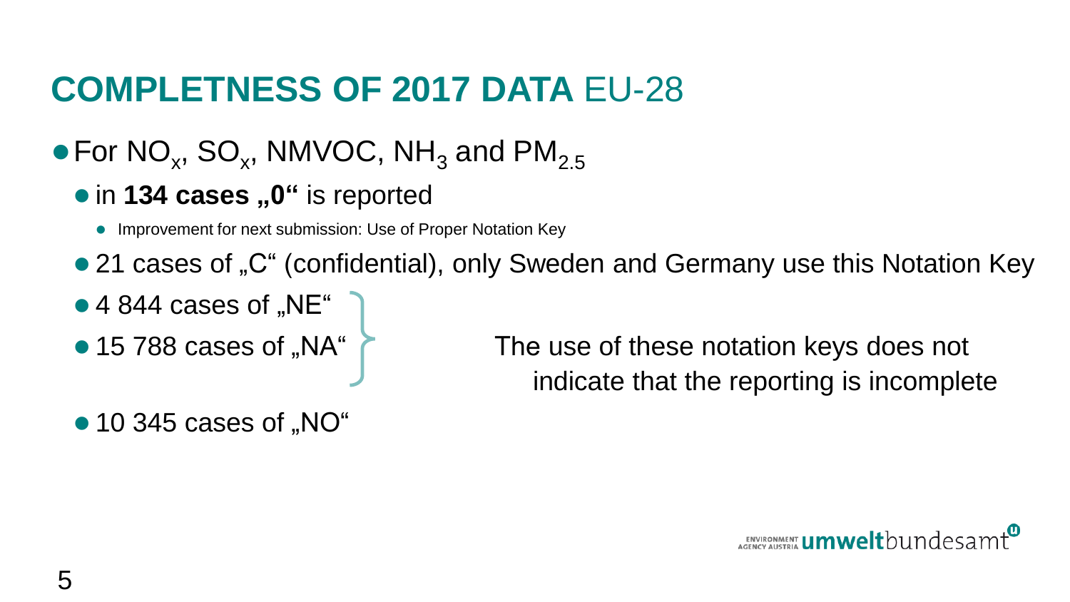# **COMPLETNESS OF 2017 DATA** EU-28

- For $NO_x$, $SO_x$, NMVOC, $NH_3$ and $PM_{2.5}$
  - in **134 cases „0“** is reported
    - Improvement for next submission: Use of Proper Notation Key
  - 21 cases of „C“ (confidential), only Sweden and Germany use this Notation Key
  - 4 844 cases of „NE“
  - 15 788 cases of „NA“

    The use of these notation keys does not indicate that the reporting is incomplete

  - 10 345 cases of „NO“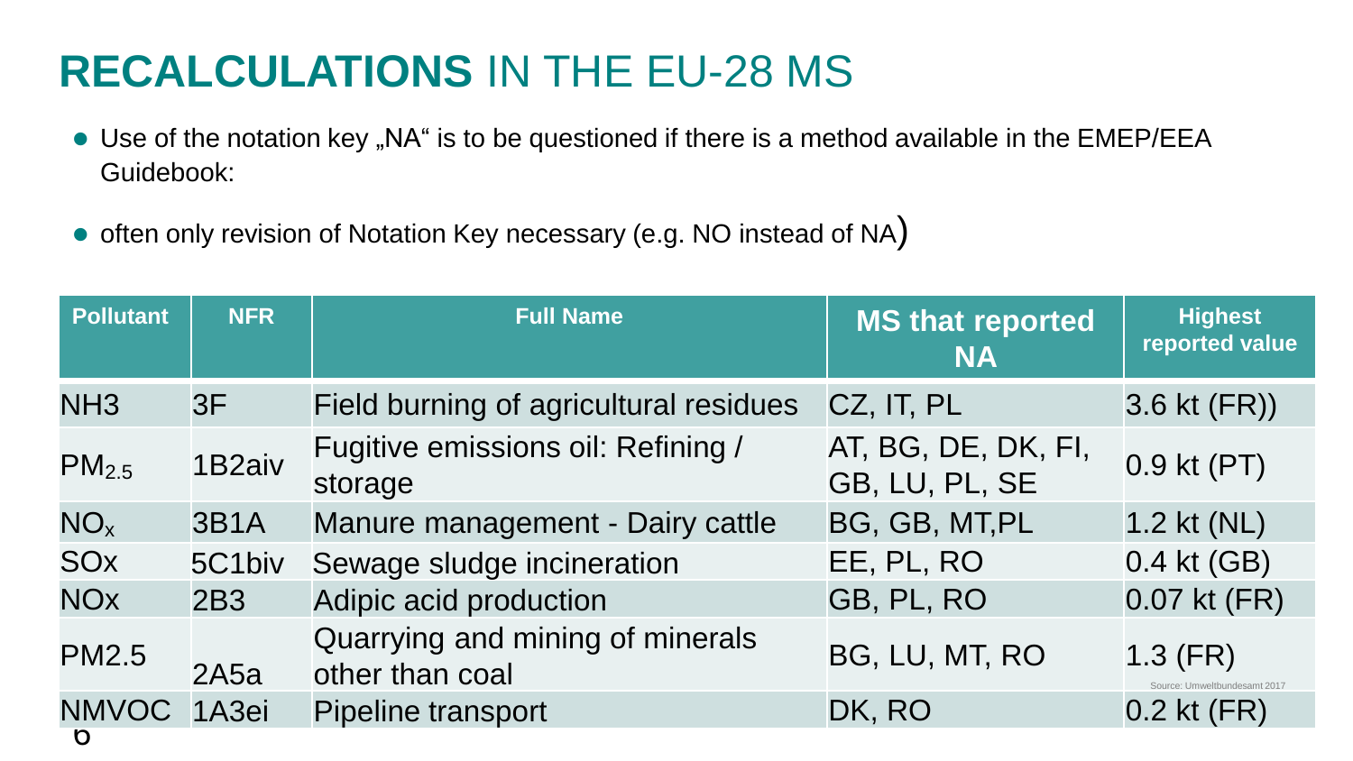# **RECALCULATIONS** IN THE EU-28 MS

- Use of the notation key „NA“ is to be questioned if there is a method available in the EMEP/EEA Guidebook:
- often only revision of Notation Key necessary (e.g. NO instead of NA)

| Pollutant | NFR | Full Name | MS that reported NA | Highest reported value |
|---|---|---|---|---|
| NH3 | 3F | Field burning of agricultural residues | CZ, IT, PL | 3.6 kt (FR)) |
| $PM_{2.5}$ | 1B2aiv | Fugitive emissions oil: Refining / storage | AT, BG, DE, DK, FI, GB, LU, PL, SE | 0.9 kt (PT) |
| $NO_x$ | 3B1A | Manure management - Dairy cattle | BG, GB, MT,PL | 1.2 kt (NL) |
| SOx | 5C1biv | Sewage sludge incineration | EE, PL, RO | 0.4 kt (GB) |
| NOx | 2B3 | Adipic acid production | GB, PL, RO | 0.07 kt (FR) |
| PM2.5 | 2A5a | Quarrying and mining of minerals other than coal | BG, LU, MT, RO | 1.3 (FR) |
| NMVOC | 1A3ei | Pipeline transport | DK, RO | 0.2 kt (FR) |

Source: Umweltbundesamt 2017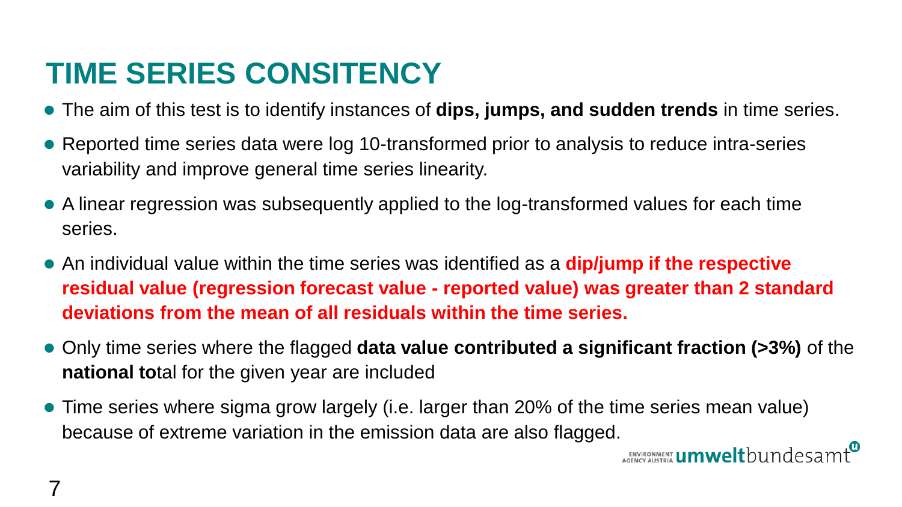# TIME SERIES CONSITENCY

- The aim of this test is to identify instances of **dips, jumps, and sudden trends** in time series.
- Reported time series data were log 10-transformed prior to analysis to reduce intra-series variability and improve general time series linearity.
- A linear regression was subsequently applied to the log-transformed values for each time series.
- An individual value within the time series was identified as a **dip/jump if the respective residual value (regression forecast value - reported value) was greater than 2 standard deviations from the mean of all residuals within the time series.**
- Only time series where the flagged **data value contributed a significant fraction (>3%)** of the **national to**tal for the given year are included
- Time series where sigma grow largely (i.e. larger than 20% of the time series mean value) because of extreme variation in the emission data are also flagged.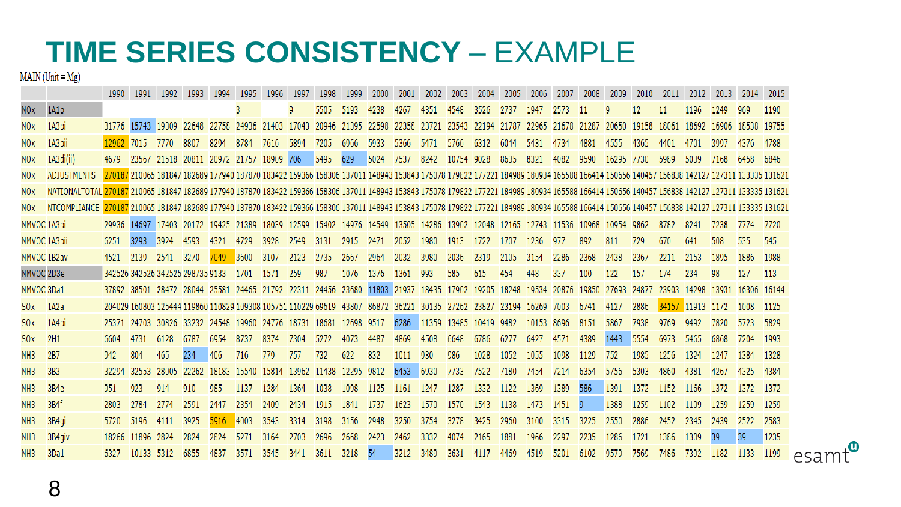# TIME SERIES CONSISTENCY – EXAMPLE

MAIN (Unit = Mg)

| | | 1990 | 1991 | 1992 | 1993 | 1994 | 1995 | 1996 | 1997 | 1998 | 1999 | 2000 | 2001 | 2002 | 2003 | 2004 | 2005 | 2006 | 2007 | 2008 | 2009 | 2010 | 2011 | 2012 | 2013 | 2014 | 2015 |
|---|---|---|---|---|---|---|---|---|---|---|---|---|---|---|---|---|---|---|---|---|---|---|---|---|---|---|---|
| NOx | 1A1b | | | | | | 3 | | 9 | 5505 | 5193 | 4238 | 4267 | 4351 | 4548 | 3526 | 2737 | 1947 | 2573 | 11 | 9 | 12 | 11 | 1196 | 1249 | 969 | 1190 |
| NOx | 1A3bi | 31776 | 15743 | 19309 | 22648 | 22758 | 24936 | 21403 | 17043 | 20946 | 21395 | 22598 | 22358 | 23721 | 23543 | 22194 | 21787 | 22965 | 21678 | 21287 | 20650 | 19158 | 18061 | 18692 | 16906 | 18538 | 19755 |
| NOx | 1A3bii | 12962 | 7015 | 7770 | 8807 | 8294 | 8784 | 7616 | 5894 | 7205 | 6966 | 5933 | 5366 | 5471 | 5766 | 6312 | 6044 | 5431 | 4734 | 4881 | 4555 | 4365 | 4401 | 4701 | 3997 | 4376 | 4788 |
| NOx | 1A3di(ii) | 4679 | 23567 | 21518 | 20811 | 20972 | 21757 | 18909 | 706 | 5495 | 629 | 5024 | 7537 | 8242 | 10754 | 9028 | 8635 | 8321 | 4082 | 9590 | 16295 | 7730 | 5989 | 5039 | 7168 | 6458 | 6846 |
| NOx | ADJUSTMENTS | 270187 | 210065 | 181847 | 182689 | 177940 | 187870 | 183422 | 159366 | 158306 | 137011 | 148943 | 153843 | 175078 | 179822 | 177221 | 184989 | 180934 | 165588 | 166414 | 150656 | 140457 | 156838 | 142127 | 127311 | 133335 | 131621 |
| NOx | NATIONALTOTAL | 270187 | 210065 | 181847 | 182689 | 177940 | 187870 | 183422 | 159366 | 158306 | 137011 | 148943 | 153843 | 175078 | 179822 | 177221 | 184989 | 180934 | 165588 | 166414 | 150656 | 140457 | 156838 | 142127 | 127311 | 133335 | 131621 |
| NOx | NTCOMPLIANCE | 270187 | 210065 | 181847 | 182689 | 177940 | 187870 | 183422 | 159366 | 158306 | 137011 | 148943 | 153843 | 175078 | 179822 | 177221 | 184989 | 180934 | 165588 | 166414 | 150656 | 140457 | 156838 | 142127 | 127311 | 133335 | 131621 |
| NMVOC | 1A3bi | 29936 | 14697 | 17403 | 20172 | 19425 | 21389 | 18039 | 12599 | 15402 | 14976 | 14549 | 13505 | 14286 | 13902 | 12048 | 12165 | 12743 | 11536 | 10968 | 10954 | 9862 | 8782 | 8241 | 7238 | 7774 | 7720 |
| NMVOC | 1A3bii | 6251 | 3293 | 3924 | 4593 | 4321 | 4729 | 3928 | 2549 | 3131 | 2915 | 2471 | 2052 | 1980 | 1913 | 1722 | 1707 | 1236 | 977 | 892 | 811 | 729 | 670 | 641 | 508 | 535 | 545 |
| NMVOC | 1B2av | 4521 | 2139 | 2541 | 3270 | 7049 | 3600 | 3107 | 2123 | 2735 | 2667 | 2964 | 2032 | 3980 | 2036 | 2319 | 2105 | 3154 | 2286 | 2368 | 2438 | 2367 | 2211 | 2153 | 1895 | 1886 | 1988 |
| NMVOC | 2D3e | 342526 | 342526 | 342526 | 298735 | 9133 | 1701 | 1571 | 259 | 987 | 1076 | 1376 | 1361 | 993 | 585 | 615 | 454 | 448 | 337 | 100 | 122 | 157 | 174 | 234 | 98 | 127 | 113 |
| NMVOC | 3Da1 | 37892 | 38501 | 28472 | 28044 | 25581 | 24465 | 21792 | 22311 | 24456 | 23680 | 11803 | 21937 | 18435 | 17902 | 19205 | 18248 | 19534 | 20876 | 19850 | 27693 | 24877 | 23903 | 14298 | 13931 | 16306 | 16144 |
| SOx | 1A2a | 204029 | 160803 | 125444 | 119860 | 110829 | 109308 | 105751 | 110229 | 69619 | 43807 | 86872 | 36221 | 30135 | 27262 | 23827 | 23194 | 16269 | 7003 | 6741 | 4127 | 2886 | 34157 | 11913 | 1172 | 1008 | 1125 |
| SOx | 1A4bi | 25371 | 24703 | 30826 | 33232 | 24548 | 19960 | 24776 | 18731 | 18681 | 12698 | 9517 | 6286 | 11359 | 13485 | 10419 | 9482 | 10153 | 8696 | 8151 | 5867 | 7938 | 9769 | 9492 | 7820 | 5723 | 5829 |
| SOx | 2H1 | 6604 | 4731 | 6128 | 6787 | 6954 | 8737 | 8374 | 7304 | 5272 | 4073 | 4487 | 4869 | 4508 | 6648 | 6786 | 6277 | 6427 | 4571 | 4389 | 1443 | 5554 | 6973 | 5465 | 6868 | 7204 | 1993 |
| NH3 | 2B7 | 942 | 804 | 465 | 234 | 406 | 716 | 779 | 757 | 732 | 622 | 832 | 1011 | 930 | 986 | 1028 | 1052 | 1055 | 1098 | 1129 | 752 | 1985 | 1256 | 1324 | 1247 | 1384 | 1328 |
| NH3 | 3B3 | 32294 | 32553 | 28005 | 22262 | 18183 | 15540 | 15814 | 13962 | 11438 | 12295 | 9812 | 6453 | 6930 | 7733 | 7522 | 7180 | 7454 | 7214 | 6354 | 5756 | 5303 | 4860 | 4381 | 4267 | 4325 | 4384 |
| NH3 | 3B4e | 951 | 923 | 914 | 910 | 985 | 1137 | 1284 | 1364 | 1038 | 1098 | 1125 | 1161 | 1247 | 1287 | 1332 | 1122 | 1369 | 1389 | 586 | 1391 | 1372 | 1152 | 1166 | 1372 | 1372 | 1372 |
| NH3 | 3B4f | 2803 | 2784 | 2774 | 2591 | 2447 | 2354 | 2409 | 2434 | 1915 | 1841 | 1737 | 1623 | 1570 | 1570 | 1543 | 1138 | 1473 | 1451 | 9 | 1388 | 1259 | 1102 | 1109 | 1259 | 1259 | 1259 |
| NH3 | 3B4gi | 5720 | 5196 | 4111 | 3925 | 5916 | 4003 | 3543 | 3314 | 3198 | 3156 | 2948 | 3250 | 3754 | 3278 | 3425 | 2960 | 3100 | 3315 | 3225 | 2550 | 2886 | 2452 | 2345 | 2439 | 2522 | 2583 |
| NH3 | 3B4giv | 18266 | 11896 | 2824 | 2824 | 2824 | 5271 | 3164 | 2703 | 2696 | 2668 | 2423 | 2462 | 3332 | 4074 | 2165 | 1881 | 1966 | 2297 | 2235 | 1286 | 1721 | 1386 | 1309 | 39 | 39 | 1235 |
| NH3 | 3Da1 | 6327 | 10133 | 5312 | 6855 | 4837 | 3571 | 3545 | 3441 | 3611 | 3218 | 54 | 3212 | 3489 | 3631 | 4117 | 4469 | 4519 | 5201 | 6102 | 9579 | 7569 | 7486 | 7392 | 1182 | 1133 | 1199 |

esamt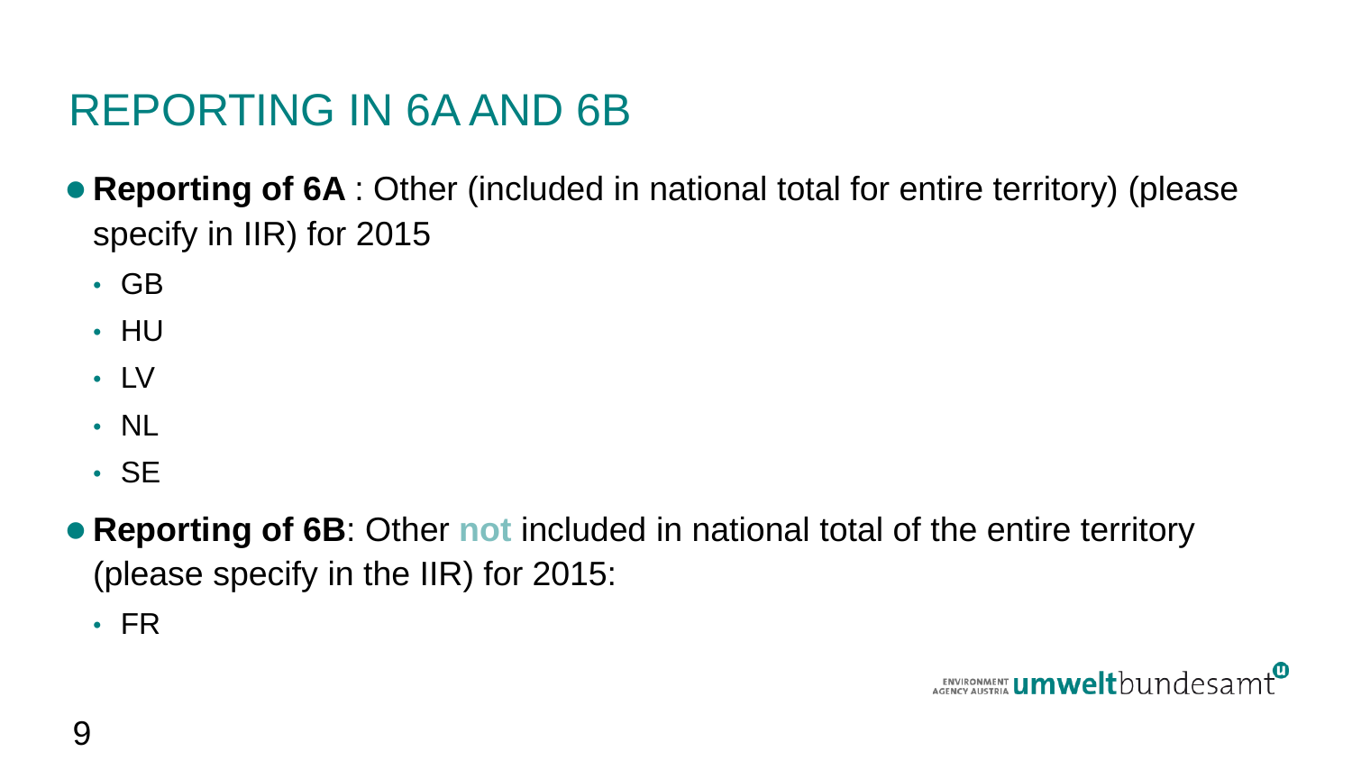# REPORTING IN 6A AND 6B

- **Reporting of 6A** : Other (included in national total for entire territory) (please specify in IIR) for 2015
  - GB
  - HU
  - LV
  - NL
  - SE
- **Reporting of 6B**: Other **not** included in national total of the entire territory (please specify in the IIR) for 2015:
  - FR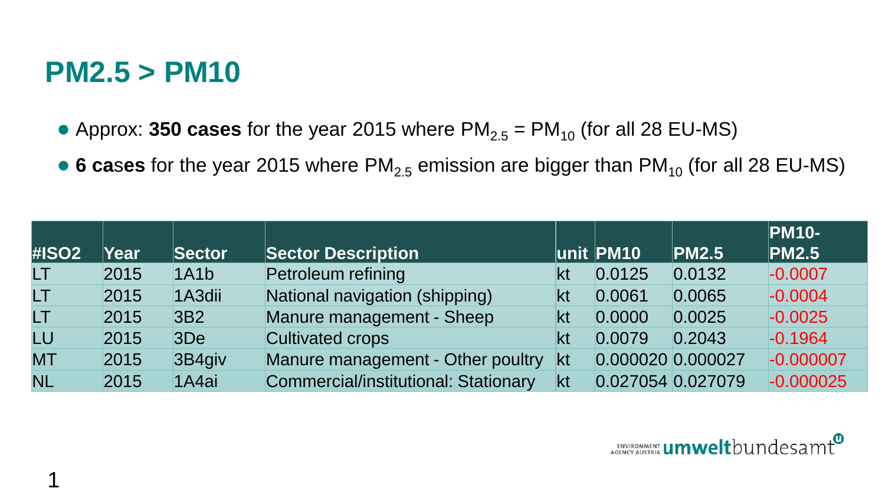# PM2.5 > PM10

- Approx: **350 cases** for the year 2015 where $PM_{2.5} = PM_{10}$ (for all 28 EU-MS)
- **6 cases** for the year 2015 where $PM_{2.5}$ emission are bigger than $PM_{10}$ (for all 28 EU-MS)

| #ISO2 | Year | Sector | Sector Description | unit | PM10 | PM2.5 | PM10-PM2.5 |
|---|---|---|---|---|---|---|---|
| LT | 2015 | 1A1b | Petroleum refining | kt | 0.0125 | 0.0132 | -0.0007 |
| LT | 2015 | 1A3dii | National navigation (shipping) | kt | 0.0061 | 0.0065 | -0.0004 |
| LT | 2015 | 3B2 | Manure management - Sheep | kt | 0.0000 | 0.0025 | -0.0025 |
| LU | 2015 | 3De | Cultivated crops | kt | 0.0079 | 0.2043 | -0.1964 |
| MT | 2015 | 3B4giv | Manure management - Other poultry | kt | 0.000020 | 0.000027 | -0.000007 |
| NL | 2015 | 1A4ai | Commercial/institutional: Stationary | kt | 0.027054 | 0.027079 | -0.000025 |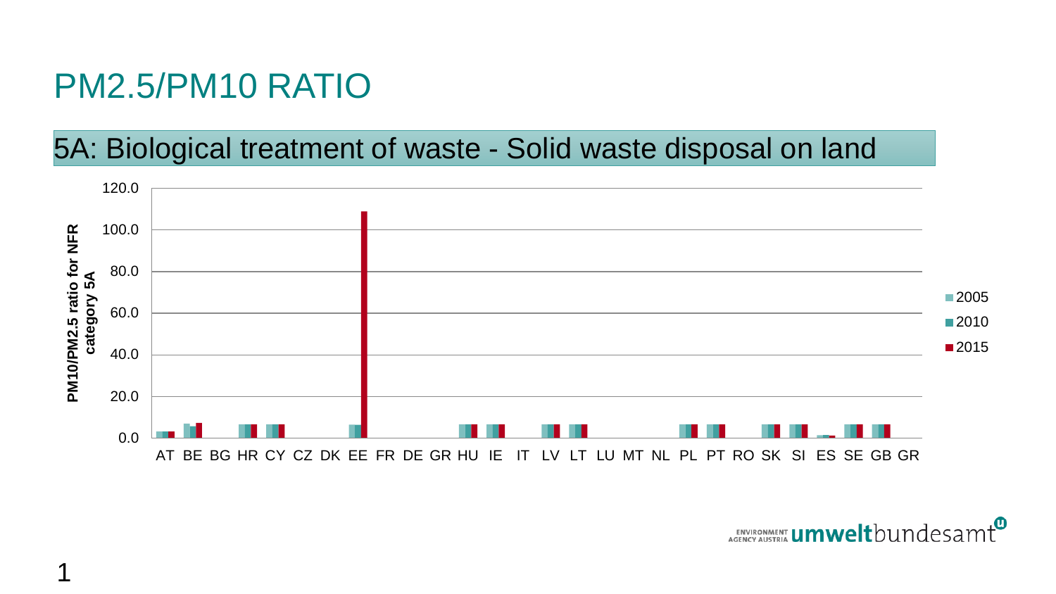# PM2.5/PM10 RATIO

## 5A: Biological treatment of waste - Solid waste disposal on land

PM10/PM2.5 ratio for NFR category 5A

120.0
100.0
80.0
60.0
40.0
20.0
0.0

AT BE BG HR CY CZ DK EE FR DE GR HU IE IT LV LT LU MT NL PL PT RO SK SI ES SE GB GR

2005
2010
2015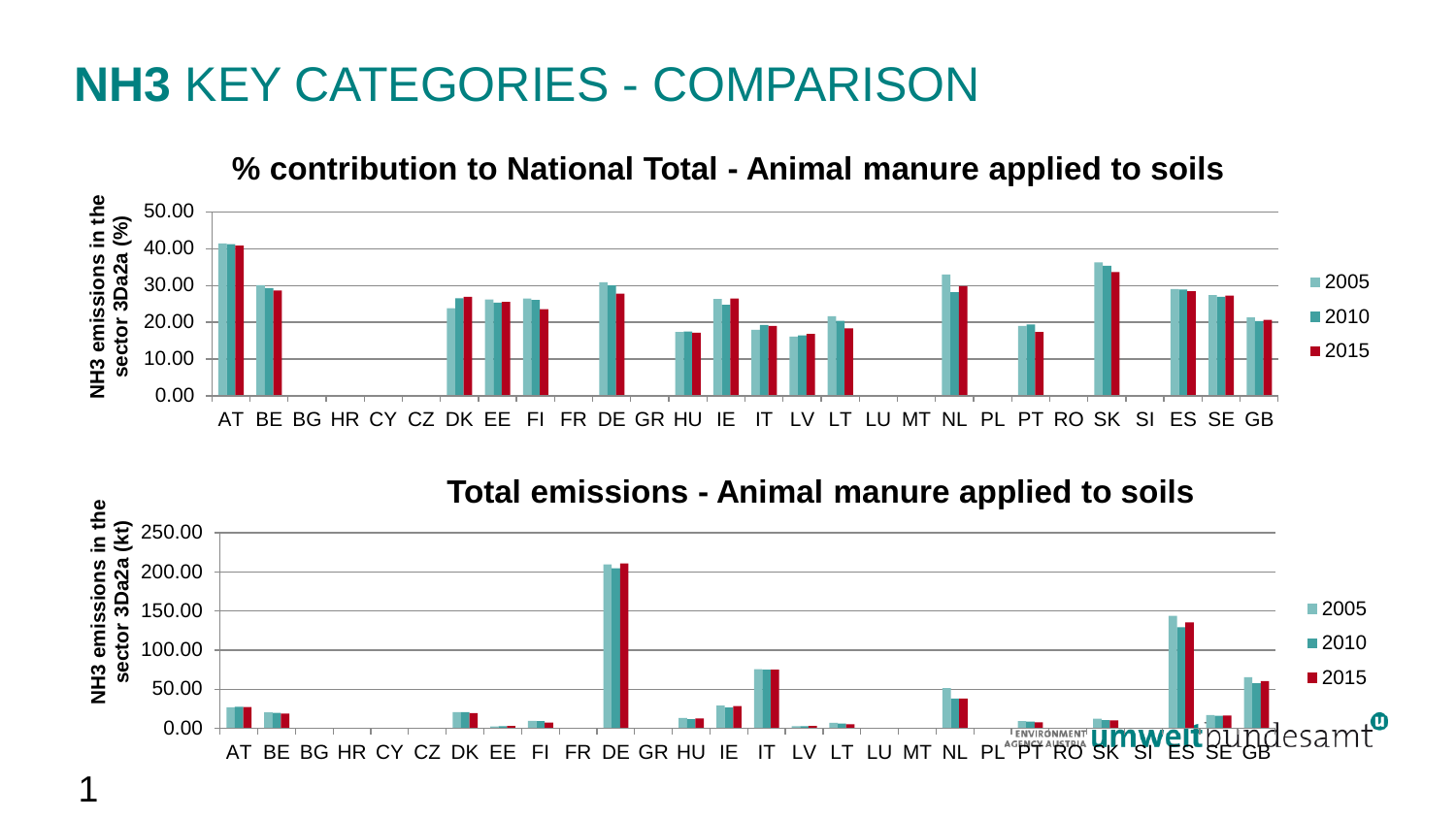# **NH3** KEY CATEGORIES - COMPARISON

**% contribution to National Total - Animal manure applied to soils**

NH3 emissions in the sector 3Da2a (%)

50.00
40.00
30.00
20.00
10.00
0.00

AT BE BG HR CY CZ DK EE FI FR DE GR HU IE IT LV LT LU MT NL PL PT RO SK SI ES SE GB

2005
2010
2015

**Total emissions - Animal manure applied to soils**

NH3 emissions in the sector 3Da2a (kt)

250.00
200.00
150.00
100.00
50.00
0.00

AT BE BG HR CY CZ DK EE FI FR DE GR HU IE IT LV LT LU MT NL PL PT RO SK SI ES SE GB

2005
2010
2015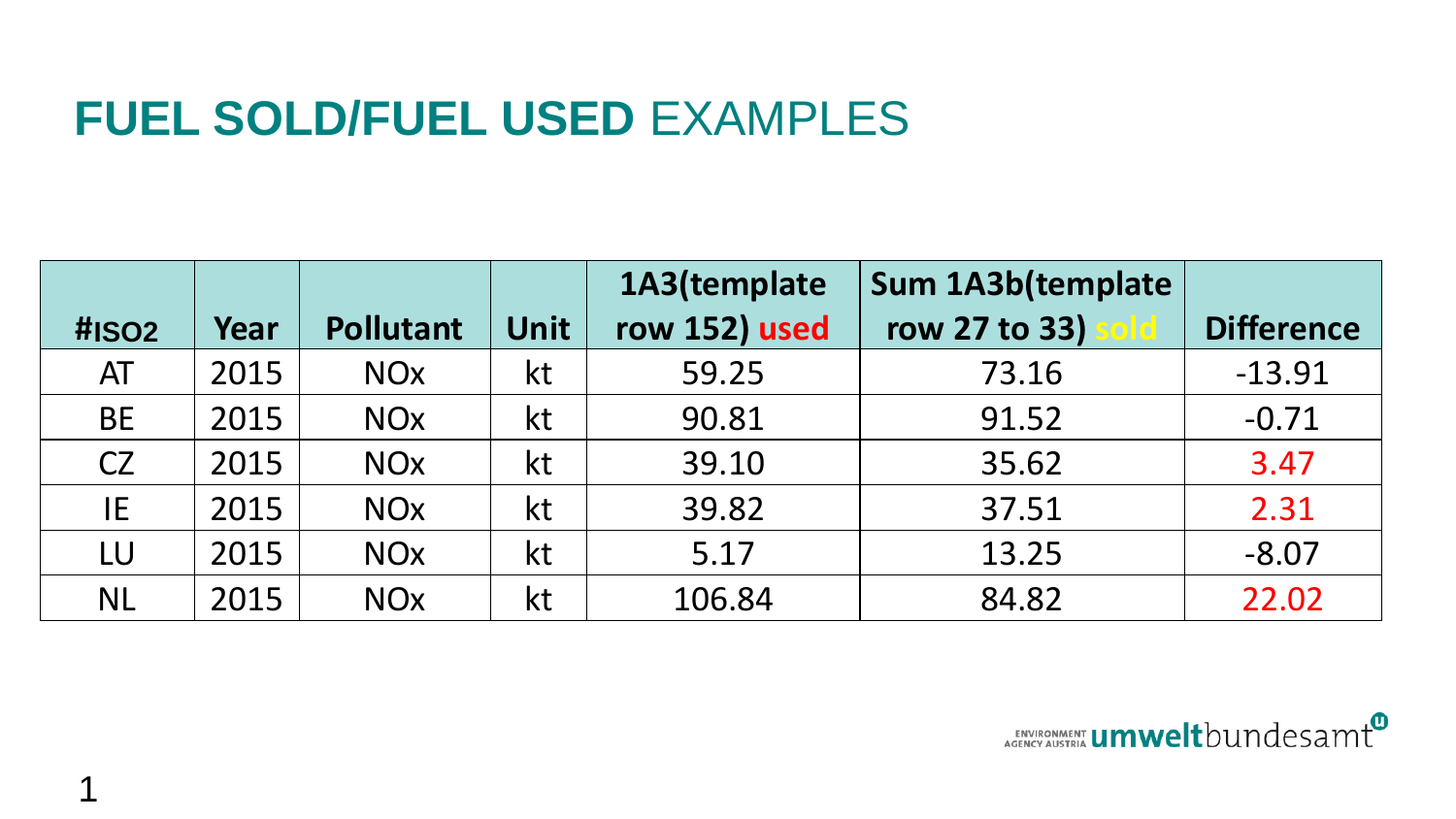# FUEL SOLD/FUEL USED EXAMPLES

| #ISO2 | Year | Pollutant | Unit | 1A3(template row 152) used | Sum 1A3b(template row 27 to 33) sold | Difference |
|---|---|---|---|---|---|---|
| AT | 2015 | NOx | kt | 59.25 | 73.16 | -13.91 |
| BE | 2015 | NOx | kt | 90.81 | 91.52 | -0.71 |
| CZ | 2015 | NOx | kt | 39.10 | 35.62 | 3.47 |
| IE | 2015 | NOx | kt | 39.82 | 37.51 | 2.31 |
| LU | 2015 | NOx | kt | 5.17 | 13.25 | -8.07 |
| NL | 2015 | NOx | kt | 106.84 | 84.82 | 22.02 |

ENVIRONMENT AGENCY AUSTRIA **umwelt**bundesamt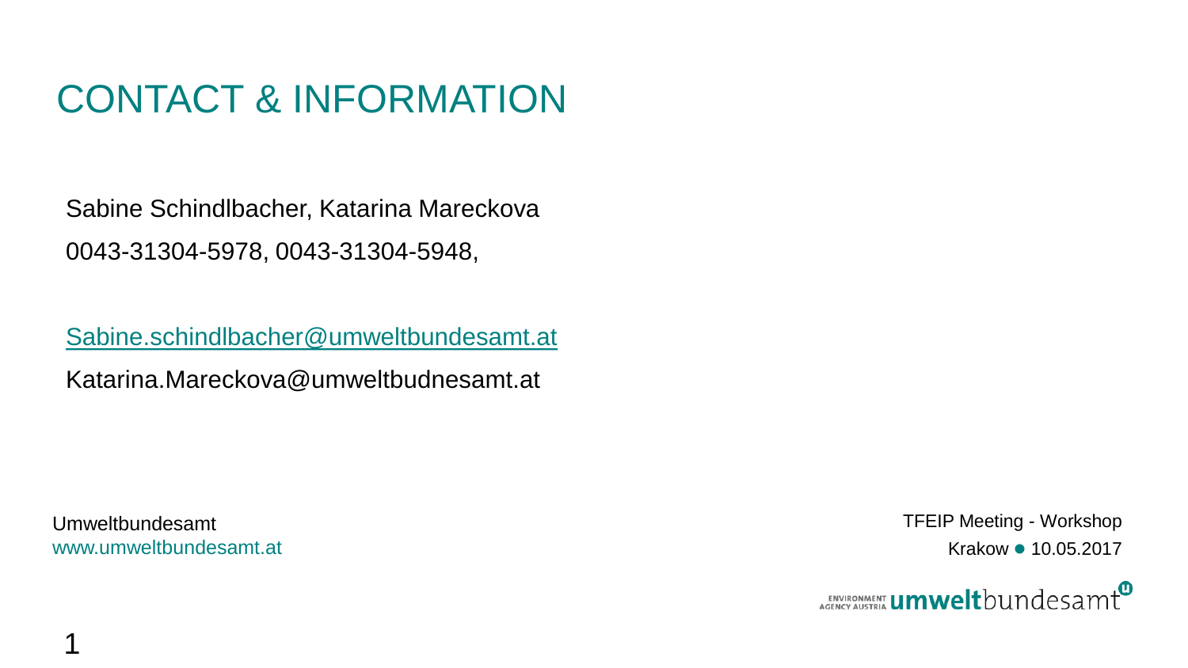# CONTACT & INFORMATION

Sabine Schindlbacher, Katarina Mareckova

0043-31304-5978, 0043-31304-5948,

Sabine.schindlbacher@umweltbundesamt.at

Katarina.Mareckova@umweltbudnesamt.at

Umweltbundesamt
www.umweltbundesamt.at

TFEIP Meeting - Workshop
Krakow ● 10.05.2017